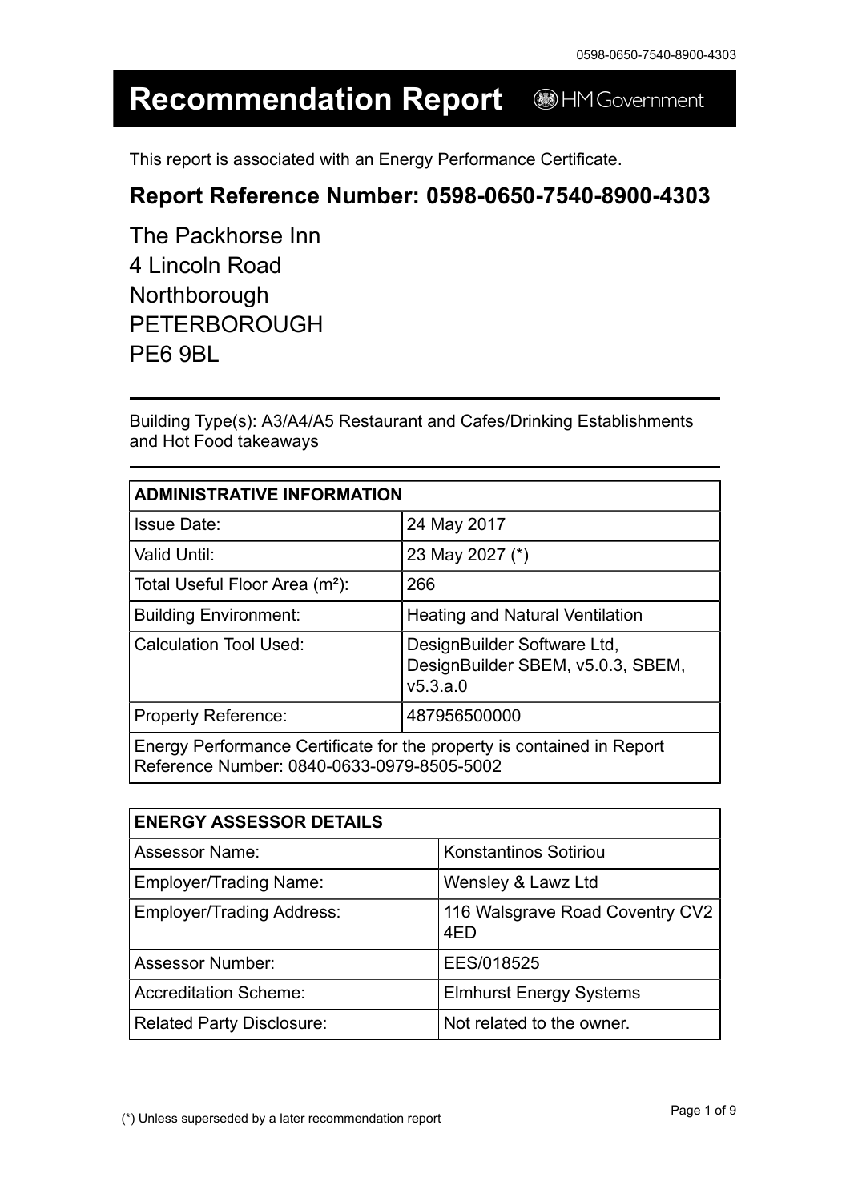# Recommendation Report

HM Government

This report is associated with an Energy Performance Certificate.

## Report Reference Number: 0598-0650-7540-8900-4303

The Packhorse Inn
4 Lincoln Road
Northborough
PETERBOROUGH
PE6 9BL

Building Type(s): A3/A4/A5 Restaurant and Cafes/Drinking Establishments and Hot Food takeaways

| ADMINISTRATIVE INFORMATION | |
|---|---|
| Issue Date: | 24 May 2017 |
| Valid Until: | 23 May 2027 (*) |
| Total Useful Floor Area (m²): | 266 |
| Building Environment: | Heating and Natural Ventilation |
| Calculation Tool Used: | DesignBuilder Software Ltd, DesignBuilder SBEM, v5.0.3, SBEM, v5.3.a.0 |
| Property Reference: | 487956500000 |
| Energy Performance Certificate for the property is contained in Report Reference Number: 0840-0633-0979-8505-5002 | |

| ENERGY ASSESSOR DETAILS | |
|---|---|
| Assessor Name: | Konstantinos Sotiriou |
| Employer/Trading Name: | Wensley & Lawz Ltd |
| Employer/Trading Address: | 116 Walsgrave Road Coventry CV2 4ED |
| Assessor Number: | EES/018525 |
| Accreditation Scheme: | Elmhurst Energy Systems |
| Related Party Disclosure: | Not related to the owner. |

(*) Unless superseded by a later recommendation report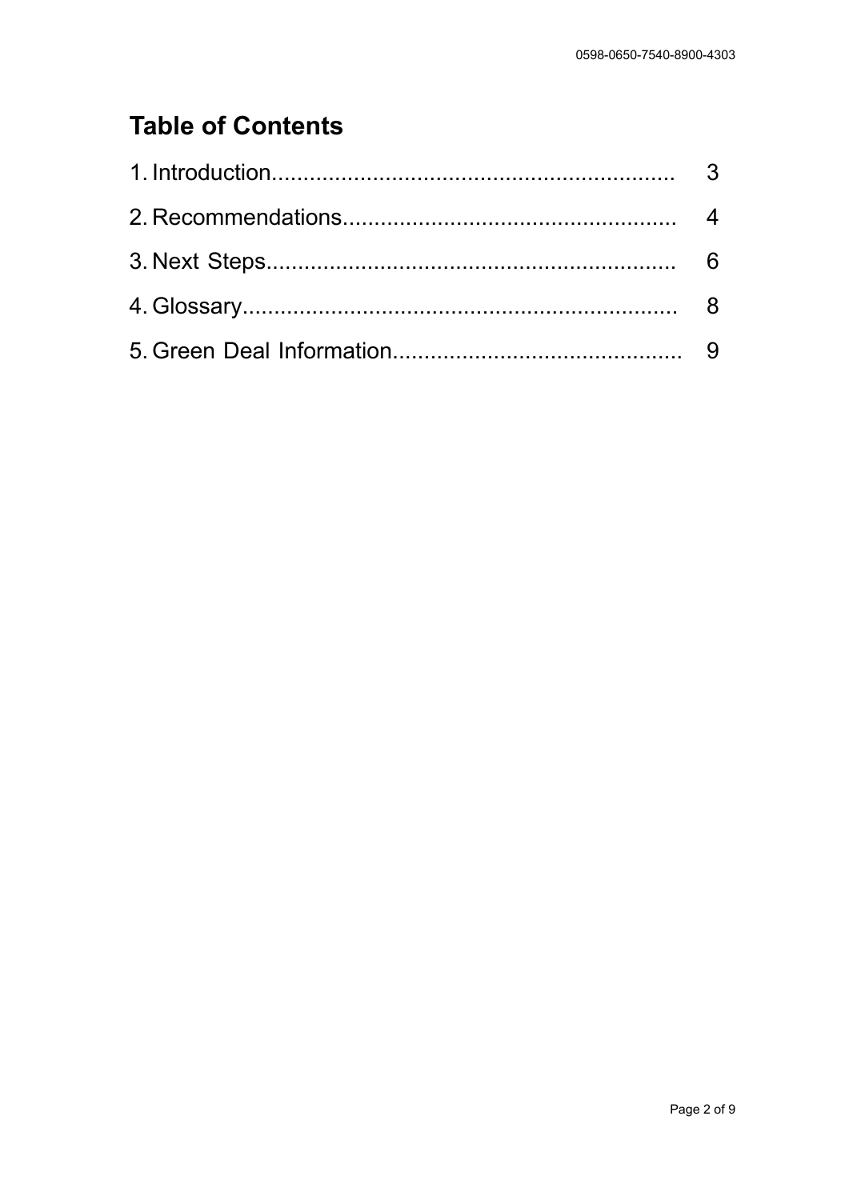## Table of Contents

1. Introduction................................................................ 3
2. Recommendations.................................................... 4
3. Next Steps................................................................ 6
4. Glossary.................................................................... 8
5. Green Deal Information............................................. 9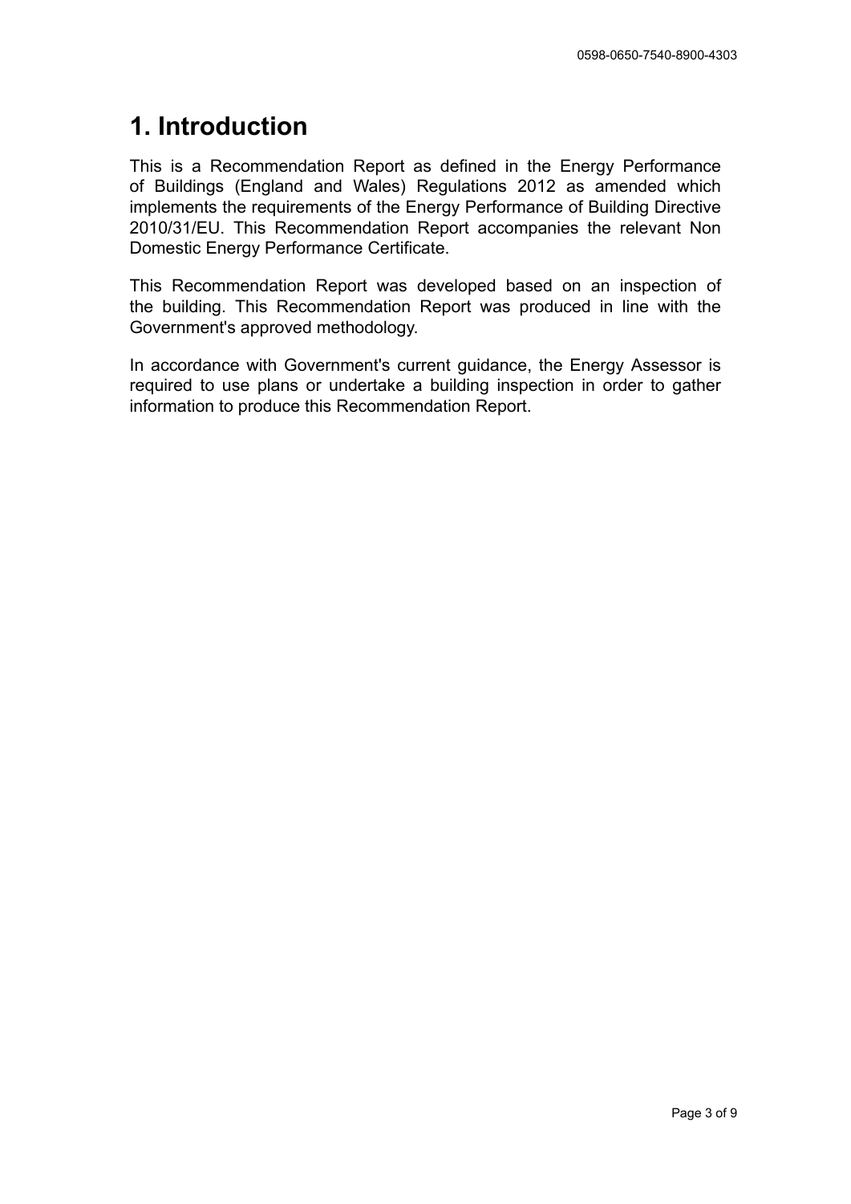# 1. Introduction

This is a Recommendation Report as defined in the Energy Performance of Buildings (England and Wales) Regulations 2012 as amended which implements the requirements of the Energy Performance of Building Directive 2010/31/EU. This Recommendation Report accompanies the relevant Non Domestic Energy Performance Certificate.

This Recommendation Report was developed based on an inspection of the building. This Recommendation Report was produced in line with the Government's approved methodology.

In accordance with Government's current guidance, the Energy Assessor is required to use plans or undertake a building inspection in order to gather information to produce this Recommendation Report.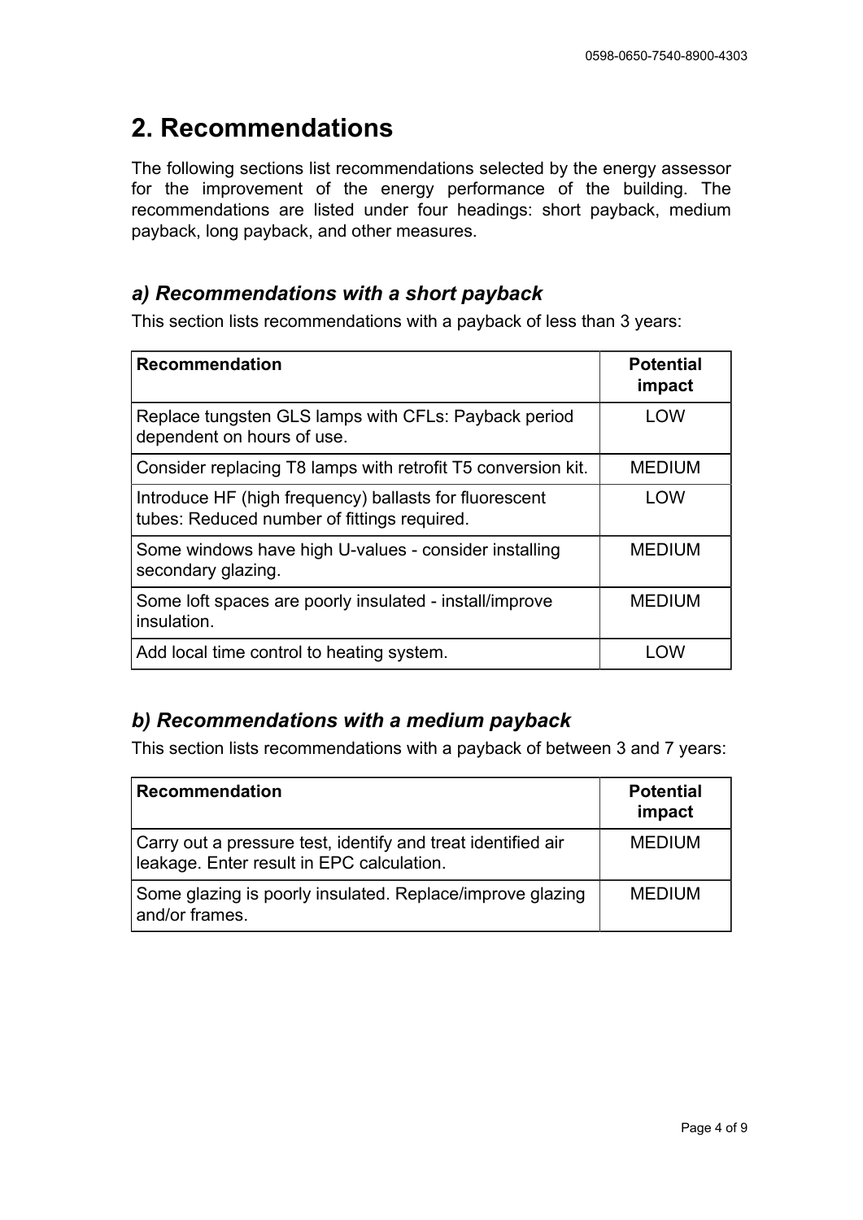## 2. Recommendations

The following sections list recommendations selected by the energy assessor for the improvement of the energy performance of the building. The recommendations are listed under four headings: short payback, medium payback, long payback, and other measures.

### *a) Recommendations with a short payback*

This section lists recommendations with a payback of less than 3 years:

| Recommendation | Potential impact |
|---|---|
| Replace tungsten GLS lamps with CFLs: Payback period dependent on hours of use. | LOW |
| Consider replacing T8 lamps with retrofit T5 conversion kit. | MEDIUM |
| Introduce HF (high frequency) ballasts for fluorescent tubes: Reduced number of fittings required. | LOW |
| Some windows have high U-values - consider installing secondary glazing. | MEDIUM |
| Some loft spaces are poorly insulated - install/improve insulation. | MEDIUM |
| Add local time control to heating system. | LOW |

### *b) Recommendations with a medium payback*

This section lists recommendations with a payback of between 3 and 7 years:

| Recommendation | Potential impact |
|---|---|
| Carry out a pressure test, identify and treat identified air leakage. Enter result in EPC calculation. | MEDIUM |
| Some glazing is poorly insulated. Replace/improve glazing and/or frames. | MEDIUM |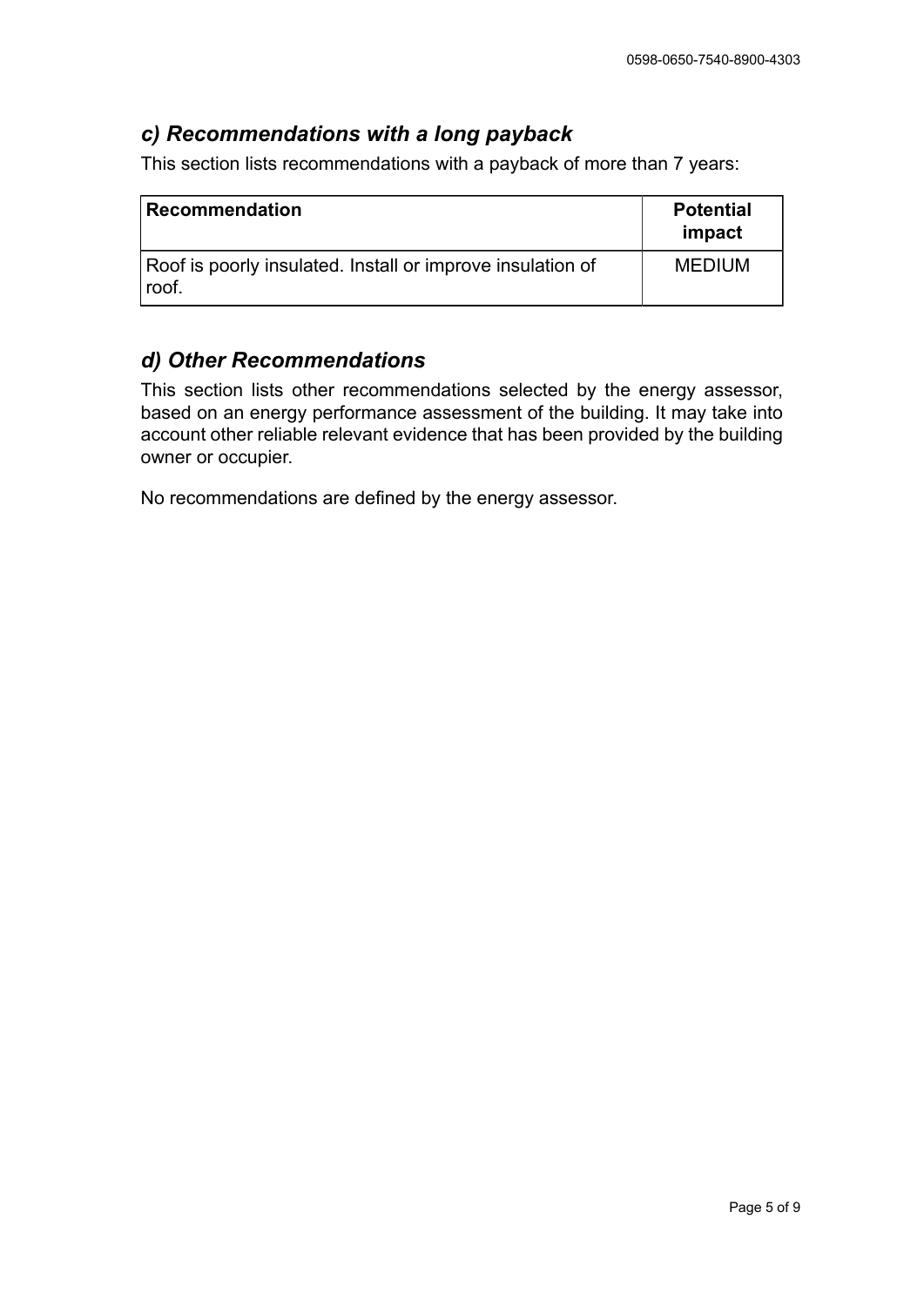## *c) Recommendations with a long payback*

This section lists recommendations with a payback of more than 7 years:

| Recommendation | Potential impact |
| --- | --- |
| Roof is poorly insulated. Install or improve insulation of roof. | MEDIUM |

## *d) Other Recommendations*

This section lists other recommendations selected by the energy assessor, based on an energy performance assessment of the building. It may take into account other reliable relevant evidence that has been provided by the building owner or occupier.

No recommendations are defined by the energy assessor.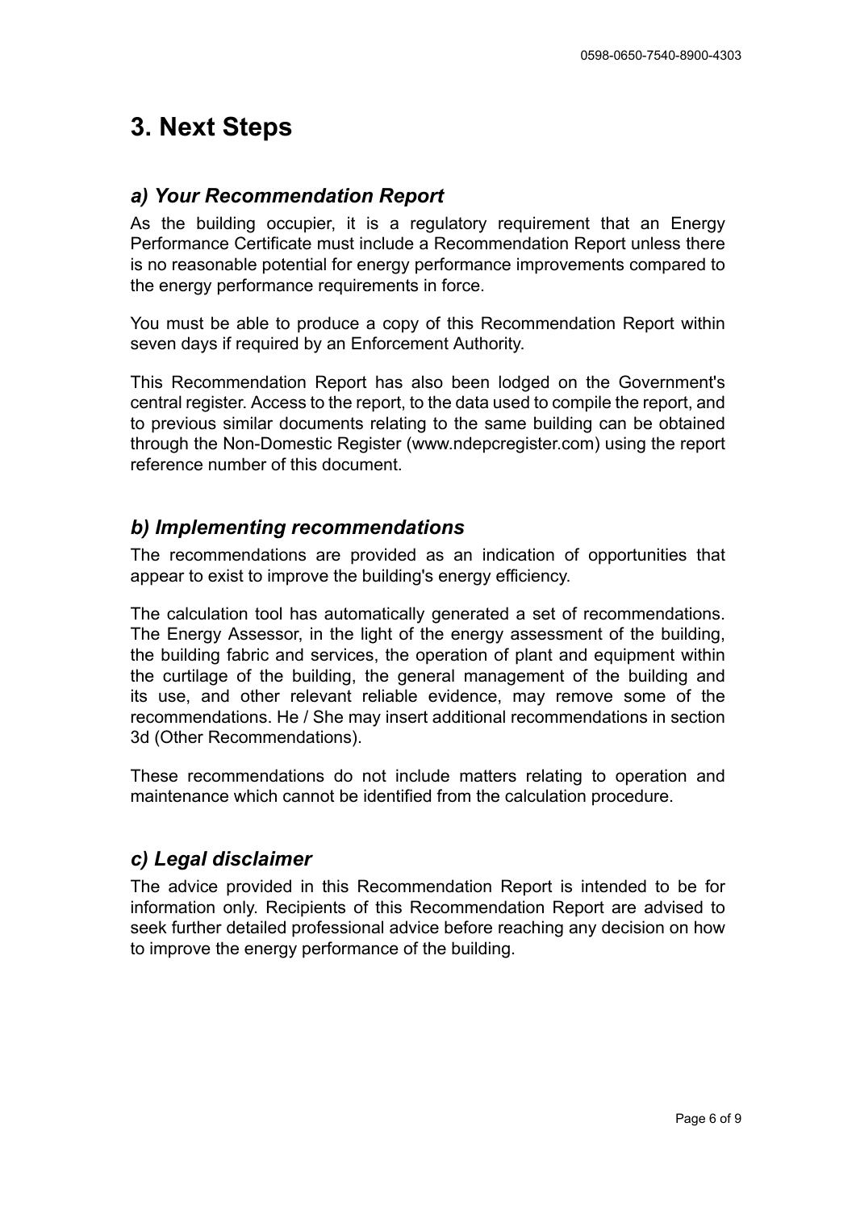# 3. Next Steps

## *a) Your Recommendation Report*

As the building occupier, it is a regulatory requirement that an Energy Performance Certificate must include a Recommendation Report unless there is no reasonable potential for energy performance improvements compared to the energy performance requirements in force.

You must be able to produce a copy of this Recommendation Report within seven days if required by an Enforcement Authority.

This Recommendation Report has also been lodged on the Government's central register. Access to the report, to the data used to compile the report, and to previous similar documents relating to the same building can be obtained through the Non-Domestic Register (www.ndepcregister.com) using the report reference number of this document.

## *b) Implementing recommendations*

The recommendations are provided as an indication of opportunities that appear to exist to improve the building's energy efficiency.

The calculation tool has automatically generated a set of recommendations. The Energy Assessor, in the light of the energy assessment of the building, the building fabric and services, the operation of plant and equipment within the curtilage of the building, the general management of the building and its use, and other relevant reliable evidence, may remove some of the recommendations. He / She may insert additional recommendations in section 3d (Other Recommendations).

These recommendations do not include matters relating to operation and maintenance which cannot be identified from the calculation procedure.

## *c) Legal disclaimer*

The advice provided in this Recommendation Report is intended to be for information only. Recipients of this Recommendation Report are advised to seek further detailed professional advice before reaching any decision on how to improve the energy performance of the building.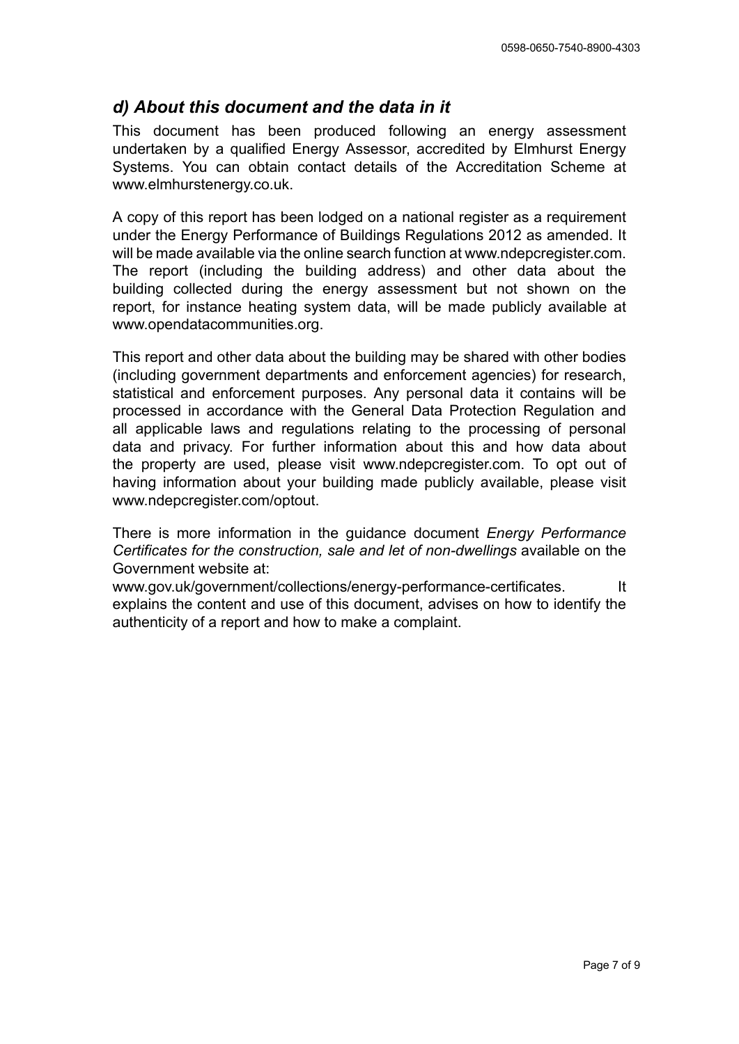## *d) About this document and the data in it*

This document has been produced following an energy assessment undertaken by a qualified Energy Assessor, accredited by Elmhurst Energy Systems. You can obtain contact details of the Accreditation Scheme at www.elmhurstenergy.co.uk.

A copy of this report has been lodged on a national register as a requirement under the Energy Performance of Buildings Regulations 2012 as amended. It will be made available via the online search function at www.ndepcregister.com. The report (including the building address) and other data about the building collected during the energy assessment but not shown on the report, for instance heating system data, will be made publicly available at www.opendatacommunities.org.

This report and other data about the building may be shared with other bodies (including government departments and enforcement agencies) for research, statistical and enforcement purposes. Any personal data it contains will be processed in accordance with the General Data Protection Regulation and all applicable laws and regulations relating to the processing of personal data and privacy. For further information about this and how data about the property are used, please visit www.ndepcregister.com. To opt out of having information about your building made publicly available, please visit www.ndepcregister.com/optout.

There is more information in the guidance document *Energy Performance Certificates for the construction, sale and let of non-dwellings* available on the Government website at:
www.gov.uk/government/collections/energy-performance-certificates. It explains the content and use of this document, advises on how to identify the authenticity of a report and how to make a complaint.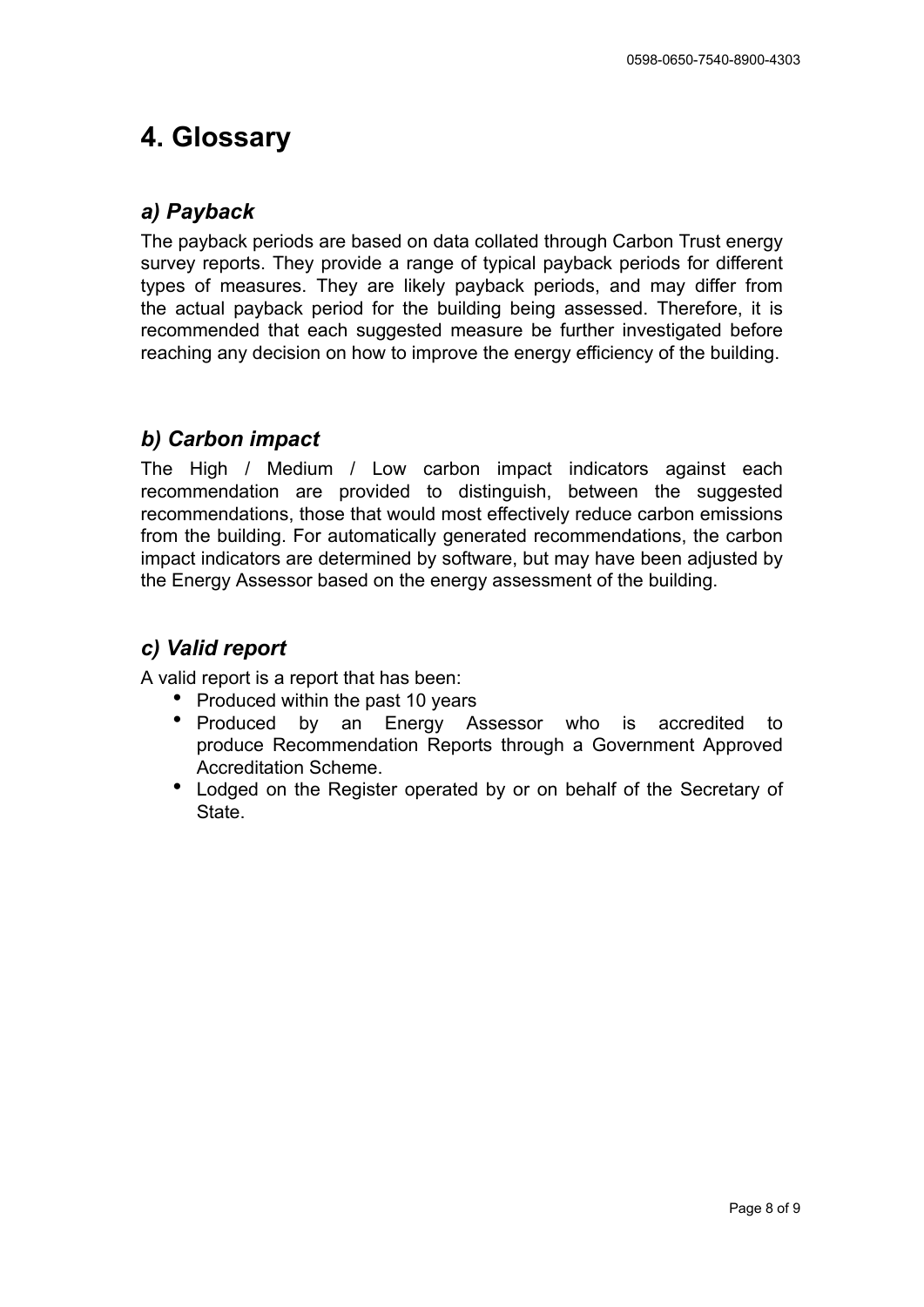# 4. Glossary

## *a) Payback*

The payback periods are based on data collated through Carbon Trust energy survey reports. They provide a range of typical payback periods for different types of measures. They are likely payback periods, and may differ from the actual payback period for the building being assessed. Therefore, it is recommended that each suggested measure be further investigated before reaching any decision on how to improve the energy efficiency of the building.

## *b) Carbon impact*

The High / Medium / Low carbon impact indicators against each recommendation are provided to distinguish, between the suggested recommendations, those that would most effectively reduce carbon emissions from the building. For automatically generated recommendations, the carbon impact indicators are determined by software, but may have been adjusted by the Energy Assessor based on the energy assessment of the building.

## *c) Valid report*

A valid report is a report that has been:

- Produced within the past 10 years
- Produced by an Energy Assessor who is accredited to produce Recommendation Reports through a Government Approved Accreditation Scheme.
- Lodged on the Register operated by or on behalf of the Secretary of State.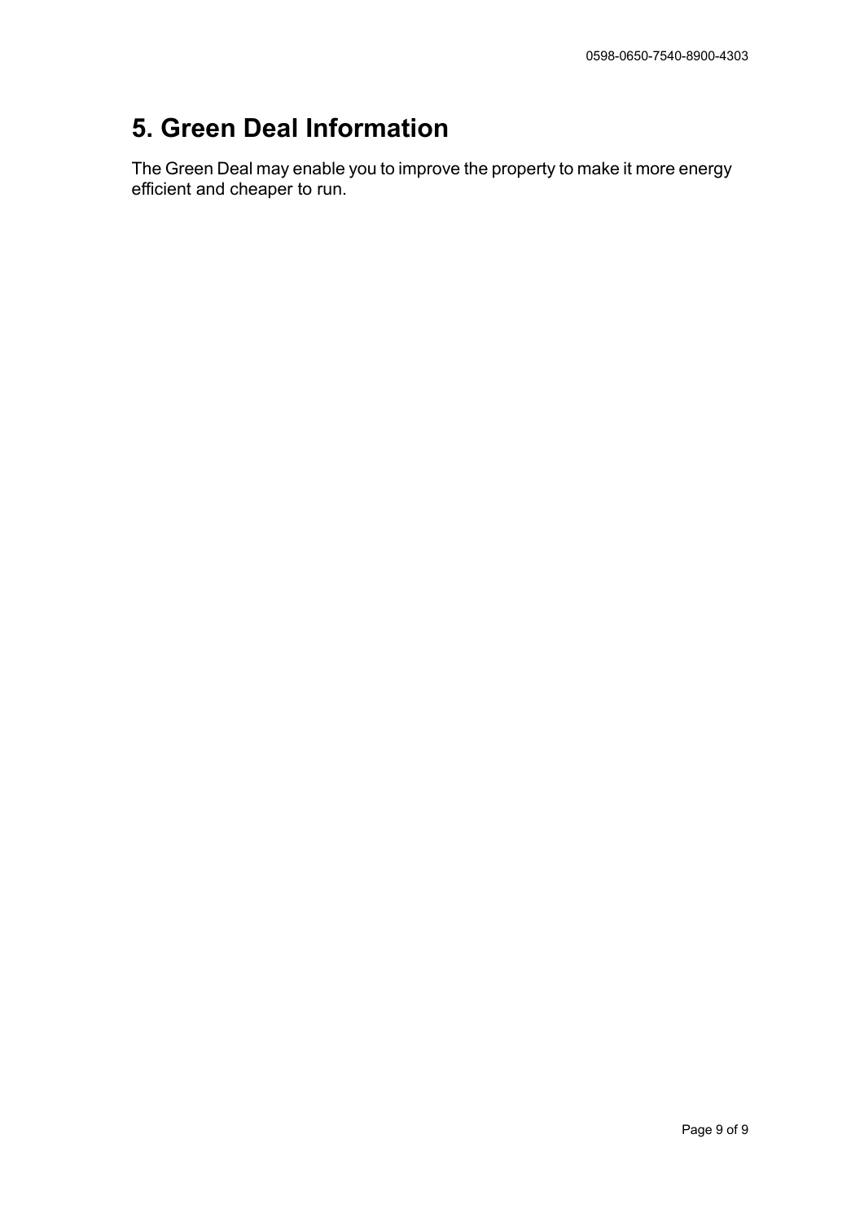# 5. Green Deal Information

The Green Deal may enable you to improve the property to make it more energy efficient and cheaper to run.